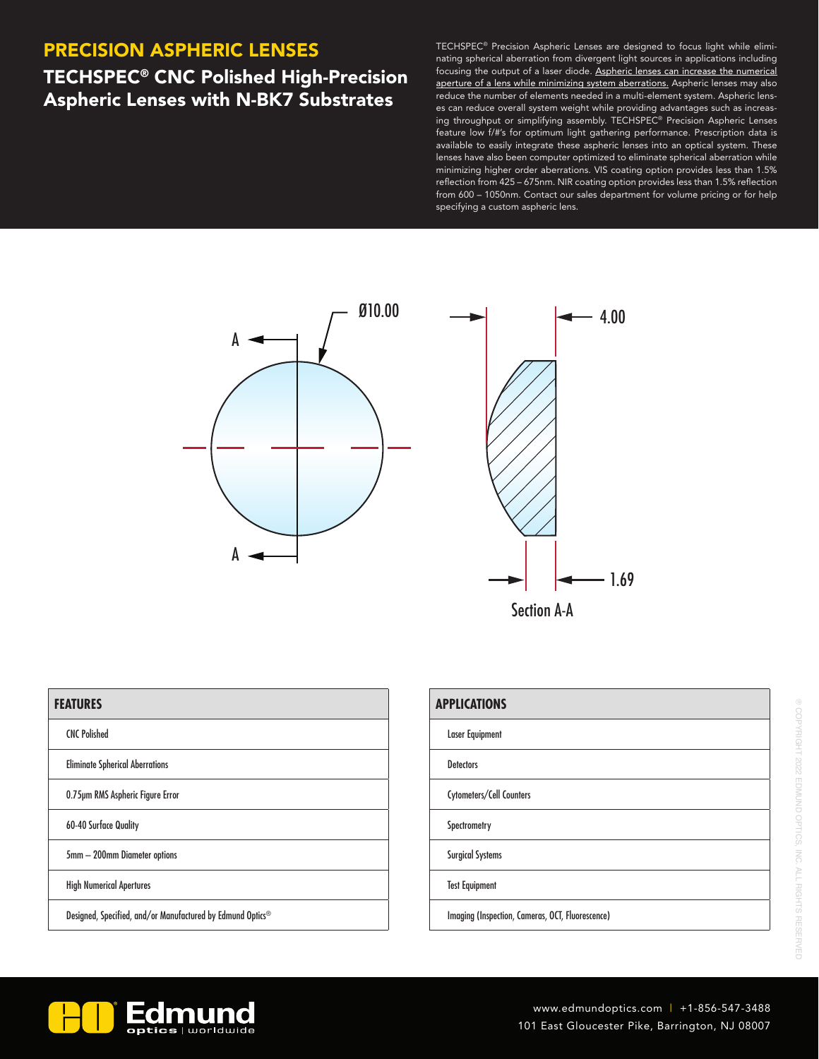# PRECISION ASPHERIC LENSES

## TECHSPEC® CNC Polished High-Precision Aspheric Lenses with N-BK7 Substrates

TECHSPEC® Precision Aspheric Lenses are designed to focus light while eliminating spherical aberration from divergent light sources in applications including focusing the output of a laser diode. Aspheric lenses can increase the numerical aperture of a lens while minimizing system aberrations. Aspheric lenses may also reduce the number of elements needed in a multi-element system. Aspheric lenses can reduce overall system weight while providing advantages such as increasing throughput or simplifying assembly. TECHSPEC® Precision Aspheric Lenses feature low f/#'s for optimum light gathering performance. Prescription data is available to easily integrate these aspheric lenses into an optical system. These lenses have also been computer optimized to eliminate spherical aberration while minimizing higher order aberrations. VIS coating option provides less than 1.5% reflection from 425 – 675nm. NIR coating option provides less than 1.5% reflection from 600 – 1050nm. Contact our sales department for volume pricing or for help specifying a custom aspheric lens.

Ø10.00

A

A

4.00

1.69

Section A-A

| FEATURES |
| --- |
| CNC Polished |
| Eliminate Spherical Aberrations |
| 0.75μm RMS Aspheric Figure Error |
| 60-40 Surface Quality |
| 5mm – 200mm Diameter options |
| High Numerical Apertures |
| Designed, Specified, and/or Manufactured by Edmund Optics® |

| APPLICATIONS |
| --- |
| Laser Equipment |
| Detectors |
| Cytometers/Cell Counters |
| Spectrometry |
| Surgical Systems |
| Test Equipment |
| Imaging (Inspection, Cameras, OCT, Fluorescence) |

© COPYRIGHT 2022 EDMUND OPTICS, INC. ALL RIGHTS RESERVED

Edmund optics | worldwide

www.edmundoptics.com | +1-856-547-3488
101 East Gloucester Pike, Barrington, NJ 08007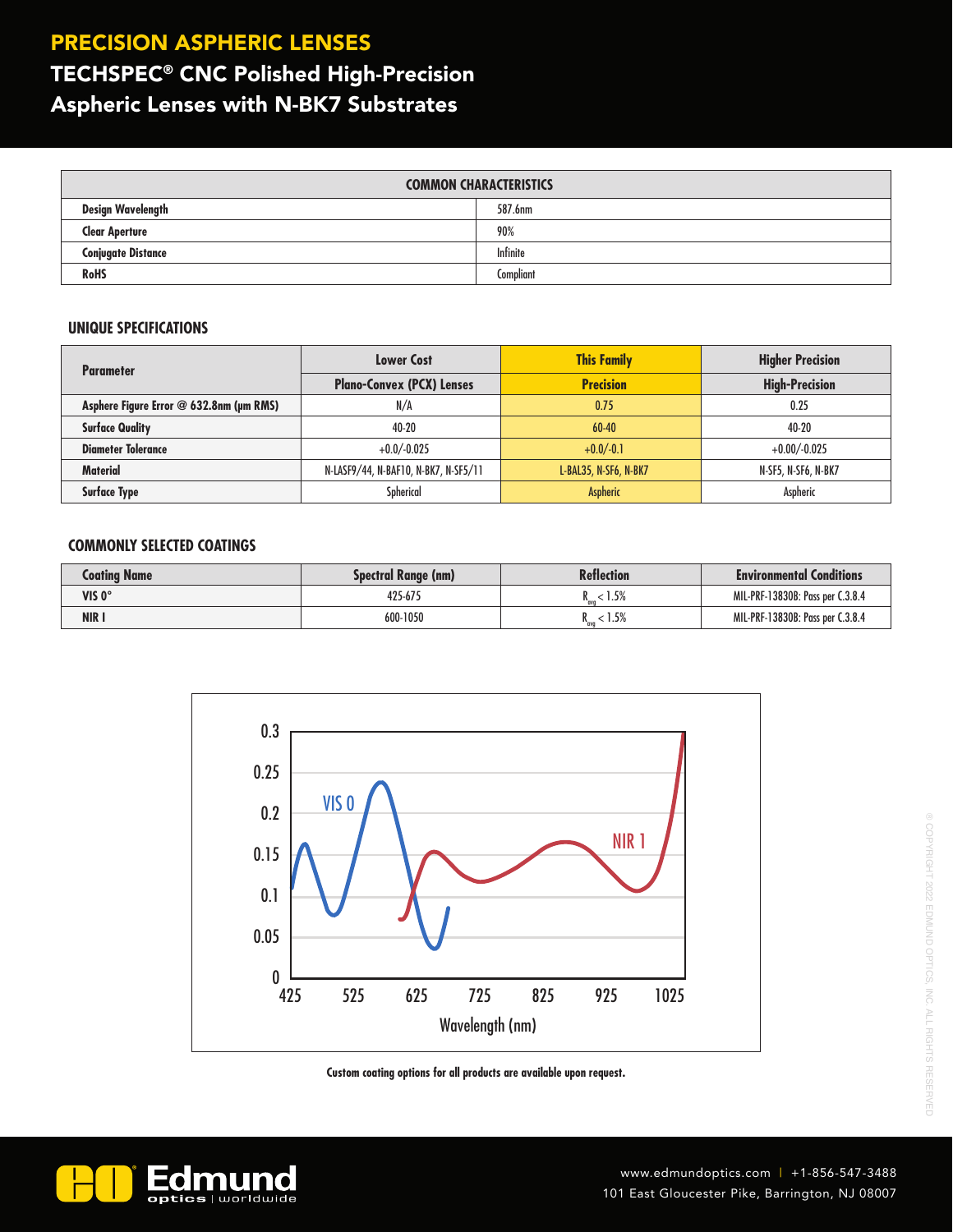# PRECISION ASPHERIC LENSES

## TECHSPEC® CNC Polished High-Precision Aspheric Lenses with N-BK7 Substrates

| COMMON CHARACTERISTICS | |
|---|---|
| Design Wavelength | 587.6nm |
| Clear Aperture | 90% |
| Conjugate Distance | Infinite |
| RoHS | Compliant |

### UNIQUE SPECIFICATIONS

| Parameter | Lower Cost | This Family | Higher Precision |
|---|---|---|---|
| | Plano-Convex (PCX) Lenses | Precision | High-Precision |
| Asphere Figure Error @ 632.8nm (μm RMS) | N/A | 0.75 | 0.25 |
| Surface Quality | 40-20 | 60-40 | 40-20 |
| Diameter Tolerance | +0.0/-0.025 | +0.0/-0.1 | +0.00/-0.025 |
| Material | N-LASF9/44, N-BAF10, N-BK7, N-SF5/11 | L-BAL35, N-SF6, N-BK7 | N-SF5, N-SF6, N-BK7 |
| Surface Type | Spherical | Aspheric | Aspheric |

### COMMONLY SELECTED COATINGS

| Coating Name | Spectral Range (nm) | Reflection | Environmental Conditions |
|---|---|---|---|
| VIS 0° | 425-675 | $R_{avg} < 1.5\%$ | MIL-PRF-13830B: Pass per C.3.8.4 |
| NIR I | 600-1050 | $R_{avg} < 1.5\%$ | MIL-PRF-13830B: Pass per C.3.8.4 |

VIS 0

NIR 1

0.3
0.25
0.2
0.15
0.1
0.05
0

425 525 625 725 825 925 1025

Wavelength (nm)

**Custom coating options for all products are available upon request.**

www.edmundoptics.com | +1-856-547-3488
101 East Gloucester Pike, Barrington, NJ 08007